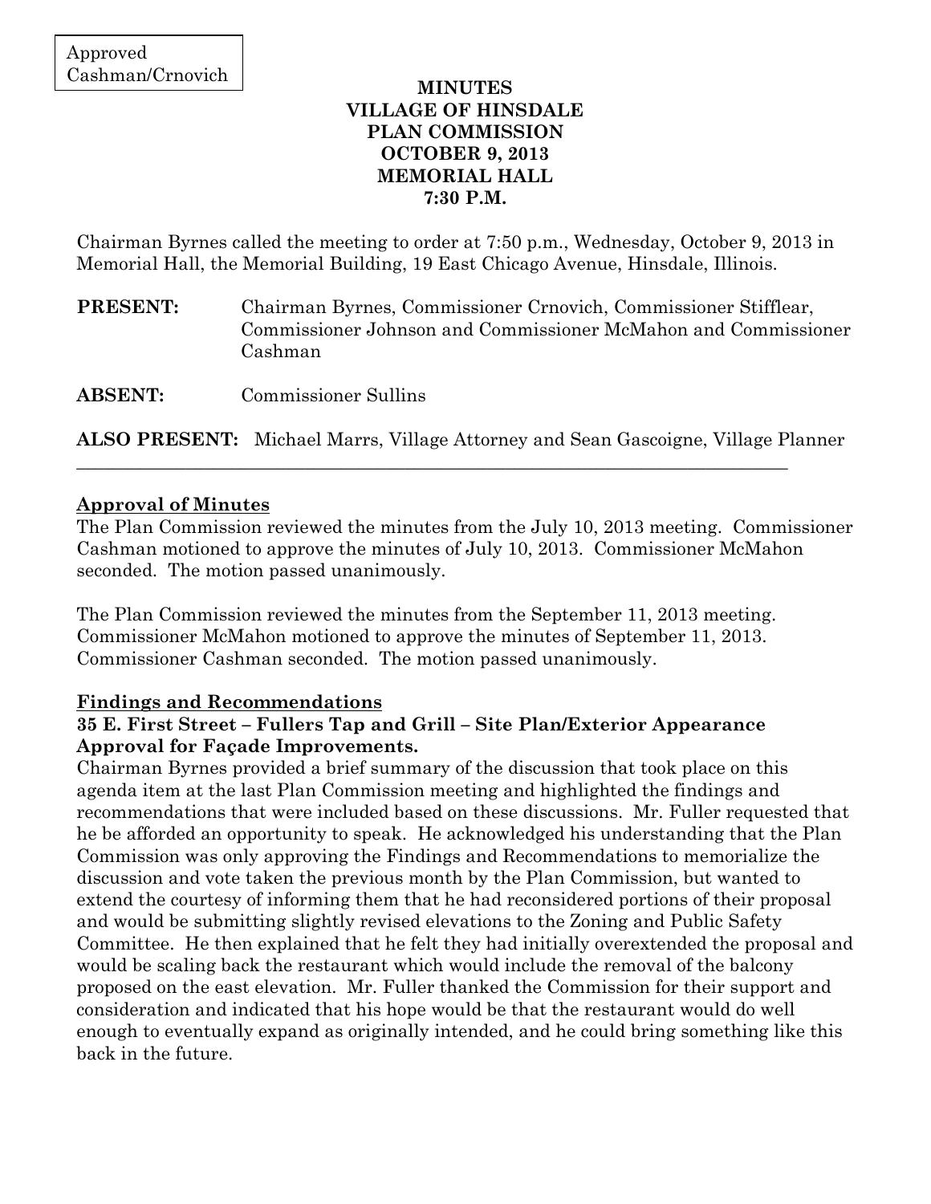Approved
Cashman/Crnovich

**MINUTES**
**VILLAGE OF HINSDALE**
**PLAN COMMISSION**
**OCTOBER 9, 2013**
**MEMORIAL HALL**
**7:30 P.M.**

Chairman Byrnes called the meeting to order at 7:50 p.m., Wednesday, October 9, 2013 in Memorial Hall, the Memorial Building, 19 East Chicago Avenue, Hinsdale, Illinois.

**PRESENT:** Chairman Byrnes, Commissioner Crnovich, Commissioner Stifflear, Commissioner Johnson and Commissioner McMahon and Commissioner Cashman

**ABSENT:** Commissioner Sullins

**ALSO PRESENT:** Michael Marrs, Village Attorney and Sean Gascoigne, Village Planner

---

**Approval of Minutes**

The Plan Commission reviewed the minutes from the July 10, 2013 meeting. Commissioner Cashman motioned to approve the minutes of July 10, 2013. Commissioner McMahon seconded. The motion passed unanimously.

The Plan Commission reviewed the minutes from the September 11, 2013 meeting. Commissioner McMahon motioned to approve the minutes of September 11, 2013. Commissioner Cashman seconded. The motion passed unanimously.

**Findings and Recommendations**

**35 E. First Street – Fullers Tap and Grill – Site Plan/Exterior Appearance Approval for Façade Improvements.**

Chairman Byrnes provided a brief summary of the discussion that took place on this agenda item at the last Plan Commission meeting and highlighted the findings and recommendations that were included based on these discussions. Mr. Fuller requested that he be afforded an opportunity to speak. He acknowledged his understanding that the Plan Commission was only approving the Findings and Recommendations to memorialize the discussion and vote taken the previous month by the Plan Commission, but wanted to extend the courtesy of informing them that he had reconsidered portions of their proposal and would be submitting slightly revised elevations to the Zoning and Public Safety Committee. He then explained that he felt they had initially overextended the proposal and would be scaling back the restaurant which would include the removal of the balcony proposed on the east elevation. Mr. Fuller thanked the Commission for their support and consideration and indicated that his hope would be that the restaurant would do well enough to eventually expand as originally intended, and he could bring something like this back in the future.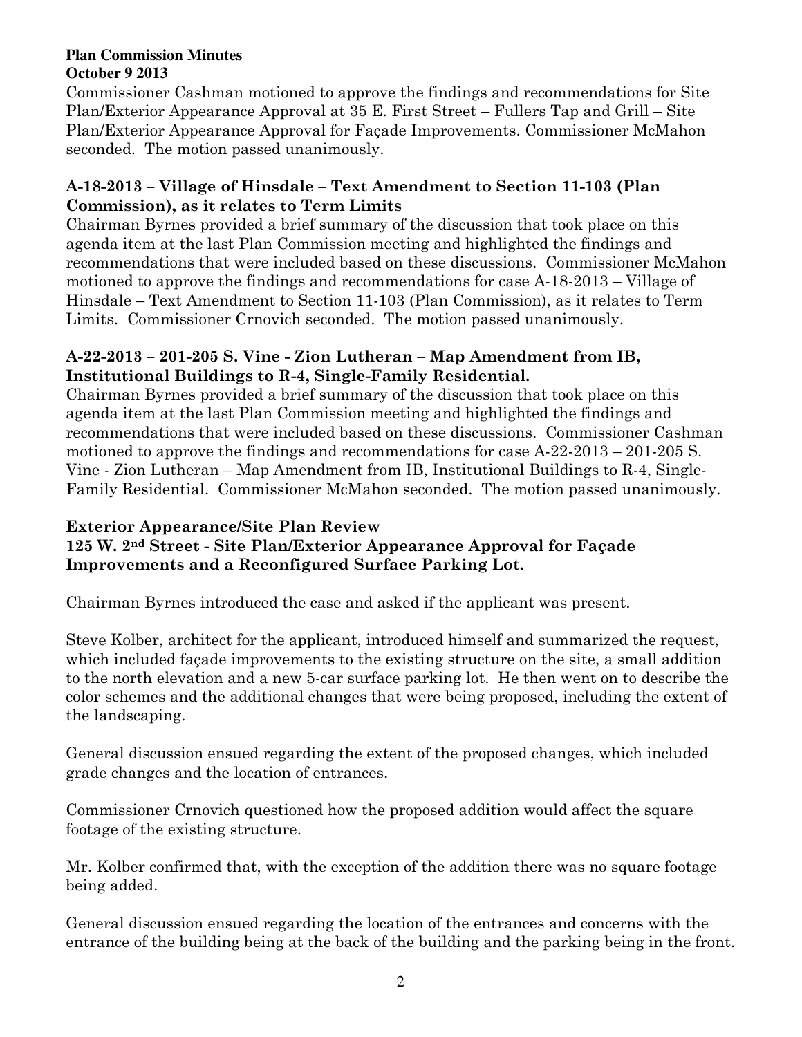Commissioner Cashman motioned to approve the findings and recommendations for Site Plan/Exterior Appearance Approval at 35 E. First Street – Fullers Tap and Grill – Site Plan/Exterior Appearance Approval for Façade Improvements. Commissioner McMahon seconded. The motion passed unanimously.

**A-18-2013 – Village of Hinsdale – Text Amendment to Section 11-103 (Plan Commission), as it relates to Term Limits**

Chairman Byrnes provided a brief summary of the discussion that took place on this agenda item at the last Plan Commission meeting and highlighted the findings and recommendations that were included based on these discussions. Commissioner McMahon motioned to approve the findings and recommendations for case A-18-2013 – Village of Hinsdale – Text Amendment to Section 11-103 (Plan Commission), as it relates to Term Limits. Commissioner Crnovich seconded. The motion passed unanimously.

**A-22-2013 – 201-205 S. Vine - Zion Lutheran – Map Amendment from IB, Institutional Buildings to R-4, Single-Family Residential.**

Chairman Byrnes provided a brief summary of the discussion that took place on this agenda item at the last Plan Commission meeting and highlighted the findings and recommendations that were included based on these discussions. Commissioner Cashman motioned to approve the findings and recommendations for case A-22-2013 – 201-205 S. Vine - Zion Lutheran – Map Amendment from IB, Institutional Buildings to R-4, Single-Family Residential. Commissioner McMahon seconded. The motion passed unanimously.

**Exterior Appearance/Site Plan Review**

**125 W. 2nd Street - Site Plan/Exterior Appearance Approval for Façade Improvements and a Reconfigured Surface Parking Lot.**

Chairman Byrnes introduced the case and asked if the applicant was present.

Steve Kolber, architect for the applicant, introduced himself and summarized the request, which included façade improvements to the existing structure on the site, a small addition to the north elevation and a new 5-car surface parking lot. He then went on to describe the color schemes and the additional changes that were being proposed, including the extent of the landscaping.

General discussion ensued regarding the extent of the proposed changes, which included grade changes and the location of entrances.

Commissioner Crnovich questioned how the proposed addition would affect the square footage of the existing structure.

Mr. Kolber confirmed that, with the exception of the addition there was no square footage being added.

General discussion ensued regarding the location of the entrances and concerns with the entrance of the building being at the back of the building and the parking being in the front.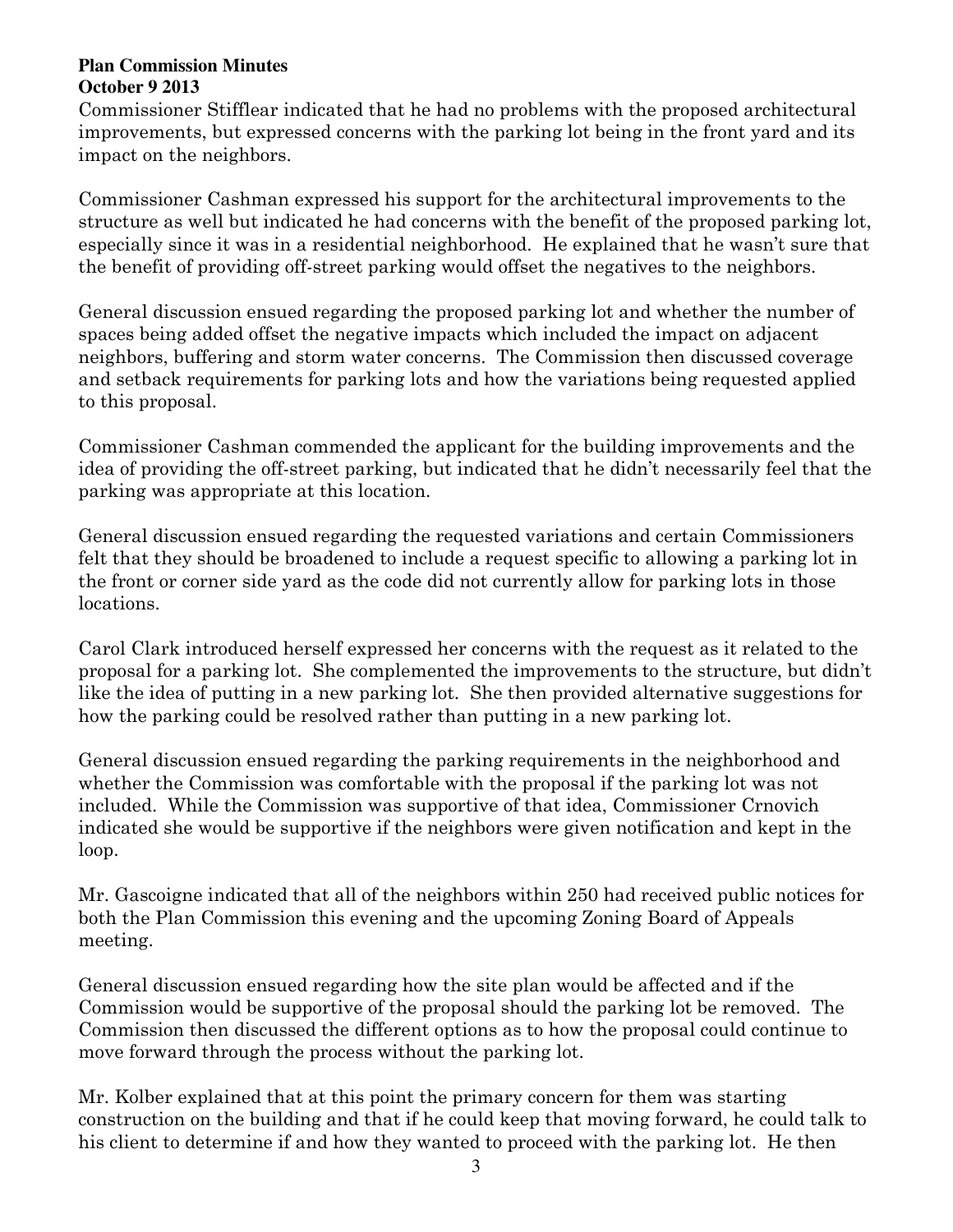Commissioner Stifflear indicated that he had no problems with the proposed architectural improvements, but expressed concerns with the parking lot being in the front yard and its impact on the neighbors.

Commissioner Cashman expressed his support for the architectural improvements to the structure as well but indicated he had concerns with the benefit of the proposed parking lot, especially since it was in a residential neighborhood. He explained that he wasn't sure that the benefit of providing off-street parking would offset the negatives to the neighbors.

General discussion ensued regarding the proposed parking lot and whether the number of spaces being added offset the negative impacts which included the impact on adjacent neighbors, buffering and storm water concerns. The Commission then discussed coverage and setback requirements for parking lots and how the variations being requested applied to this proposal.

Commissioner Cashman commended the applicant for the building improvements and the idea of providing the off-street parking, but indicated that he didn't necessarily feel that the parking was appropriate at this location.

General discussion ensued regarding the requested variations and certain Commissioners felt that they should be broadened to include a request specific to allowing a parking lot in the front or corner side yard as the code did not currently allow for parking lots in those locations.

Carol Clark introduced herself expressed her concerns with the request as it related to the proposal for a parking lot. She complemented the improvements to the structure, but didn't like the idea of putting in a new parking lot. She then provided alternative suggestions for how the parking could be resolved rather than putting in a new parking lot.

General discussion ensued regarding the parking requirements in the neighborhood and whether the Commission was comfortable with the proposal if the parking lot was not included. While the Commission was supportive of that idea, Commissioner Crnovich indicated she would be supportive if the neighbors were given notification and kept in the loop.

Mr. Gascoigne indicated that all of the neighbors within 250 had received public notices for both the Plan Commission this evening and the upcoming Zoning Board of Appeals meeting.

General discussion ensued regarding how the site plan would be affected and if the Commission would be supportive of the proposal should the parking lot be removed. The Commission then discussed the different options as to how the proposal could continue to move forward through the process without the parking lot.

Mr. Kolber explained that at this point the primary concern for them was starting construction on the building and that if he could keep that moving forward, he could talk to his client to determine if and how they wanted to proceed with the parking lot. He then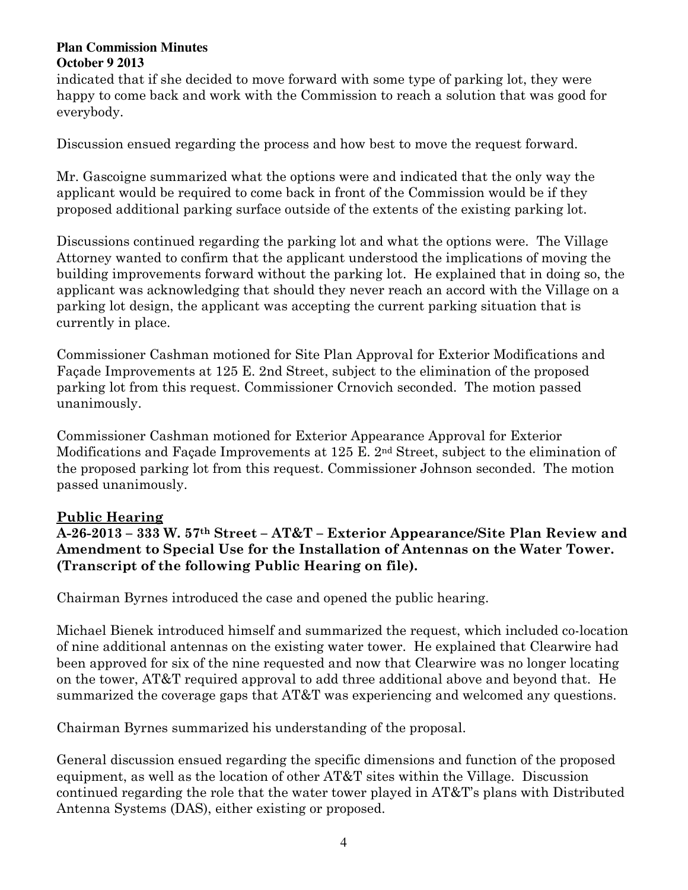indicated that if she decided to move forward with some type of parking lot, they were happy to come back and work with the Commission to reach a solution that was good for everybody.

Discussion ensued regarding the process and how best to move the request forward.

Mr. Gascoigne summarized what the options were and indicated that the only way the applicant would be required to come back in front of the Commission would be if they proposed additional parking surface outside of the extents of the existing parking lot.

Discussions continued regarding the parking lot and what the options were. The Village Attorney wanted to confirm that the applicant understood the implications of moving the building improvements forward without the parking lot. He explained that in doing so, the applicant was acknowledging that should they never reach an accord with the Village on a parking lot design, the applicant was accepting the current parking situation that is currently in place.

Commissioner Cashman motioned for Site Plan Approval for Exterior Modifications and Façade Improvements at 125 E. 2nd Street, subject to the elimination of the proposed parking lot from this request. Commissioner Crnovich seconded. The motion passed unanimously.

Commissioner Cashman motioned for Exterior Appearance Approval for Exterior Modifications and Façade Improvements at 125 E. 2nd Street, subject to the elimination of the proposed parking lot from this request. Commissioner Johnson seconded. The motion passed unanimously.

## Public Hearing

**A-26-2013 – 333 W. 57th Street – AT&T – Exterior Appearance/Site Plan Review and Amendment to Special Use for the Installation of Antennas on the Water Tower. (Transcript of the following Public Hearing on file).**

Chairman Byrnes introduced the case and opened the public hearing.

Michael Bienek introduced himself and summarized the request, which included co-location of nine additional antennas on the existing water tower. He explained that Clearwire had been approved for six of the nine requested and now that Clearwire was no longer locating on the tower, AT&T required approval to add three additional above and beyond that. He summarized the coverage gaps that AT&T was experiencing and welcomed any questions.

Chairman Byrnes summarized his understanding of the proposal.

General discussion ensued regarding the specific dimensions and function of the proposed equipment, as well as the location of other AT&T sites within the Village. Discussion continued regarding the role that the water tower played in AT&T's plans with Distributed Antenna Systems (DAS), either existing or proposed.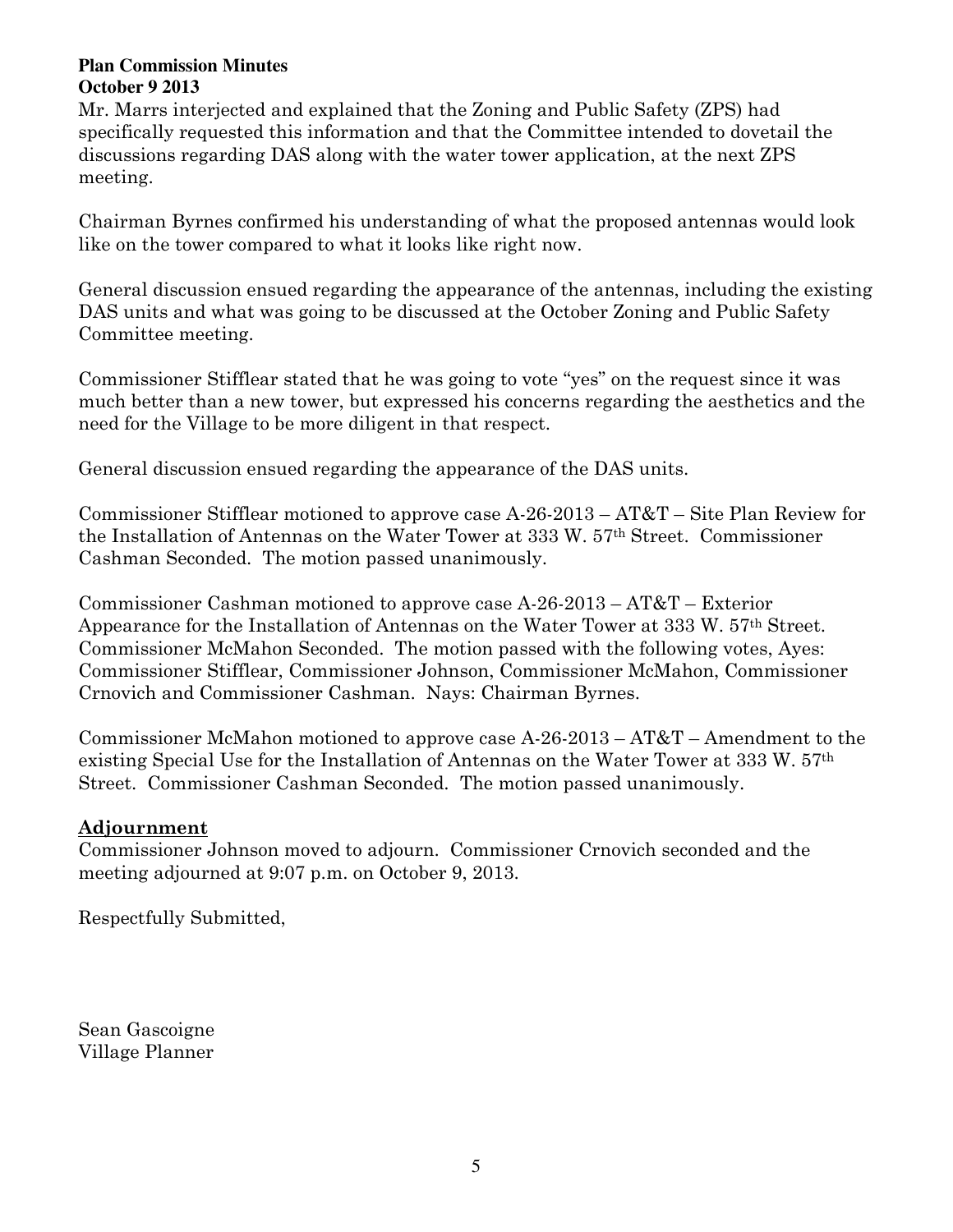Mr. Marrs interjected and explained that the Zoning and Public Safety (ZPS) had specifically requested this information and that the Committee intended to dovetail the discussions regarding DAS along with the water tower application, at the next ZPS meeting.

Chairman Byrnes confirmed his understanding of what the proposed antennas would look like on the tower compared to what it looks like right now.

General discussion ensued regarding the appearance of the antennas, including the existing DAS units and what was going to be discussed at the October Zoning and Public Safety Committee meeting.

Commissioner Stifflear stated that he was going to vote "yes" on the request since it was much better than a new tower, but expressed his concerns regarding the aesthetics and the need for the Village to be more diligent in that respect.

General discussion ensued regarding the appearance of the DAS units.

Commissioner Stifflear motioned to approve case A-26-2013 – AT&T – Site Plan Review for the Installation of Antennas on the Water Tower at 333 W. 57th Street. Commissioner Cashman Seconded. The motion passed unanimously.

Commissioner Cashman motioned to approve case A-26-2013 – AT&T – Exterior Appearance for the Installation of Antennas on the Water Tower at 333 W. 57th Street. Commissioner McMahon Seconded. The motion passed with the following votes, Ayes: Commissioner Stifflear, Commissioner Johnson, Commissioner McMahon, Commissioner Crnovich and Commissioner Cashman. Nays: Chairman Byrnes.

Commissioner McMahon motioned to approve case A-26-2013 – AT&T – Amendment to the existing Special Use for the Installation of Antennas on the Water Tower at 333 W. 57th Street. Commissioner Cashman Seconded. The motion passed unanimously.

## Adjournment

Commissioner Johnson moved to adjourn. Commissioner Crnovich seconded and the meeting adjourned at 9:07 p.m. on October 9, 2013.

Respectfully Submitted,

Sean Gascoigne
Village Planner